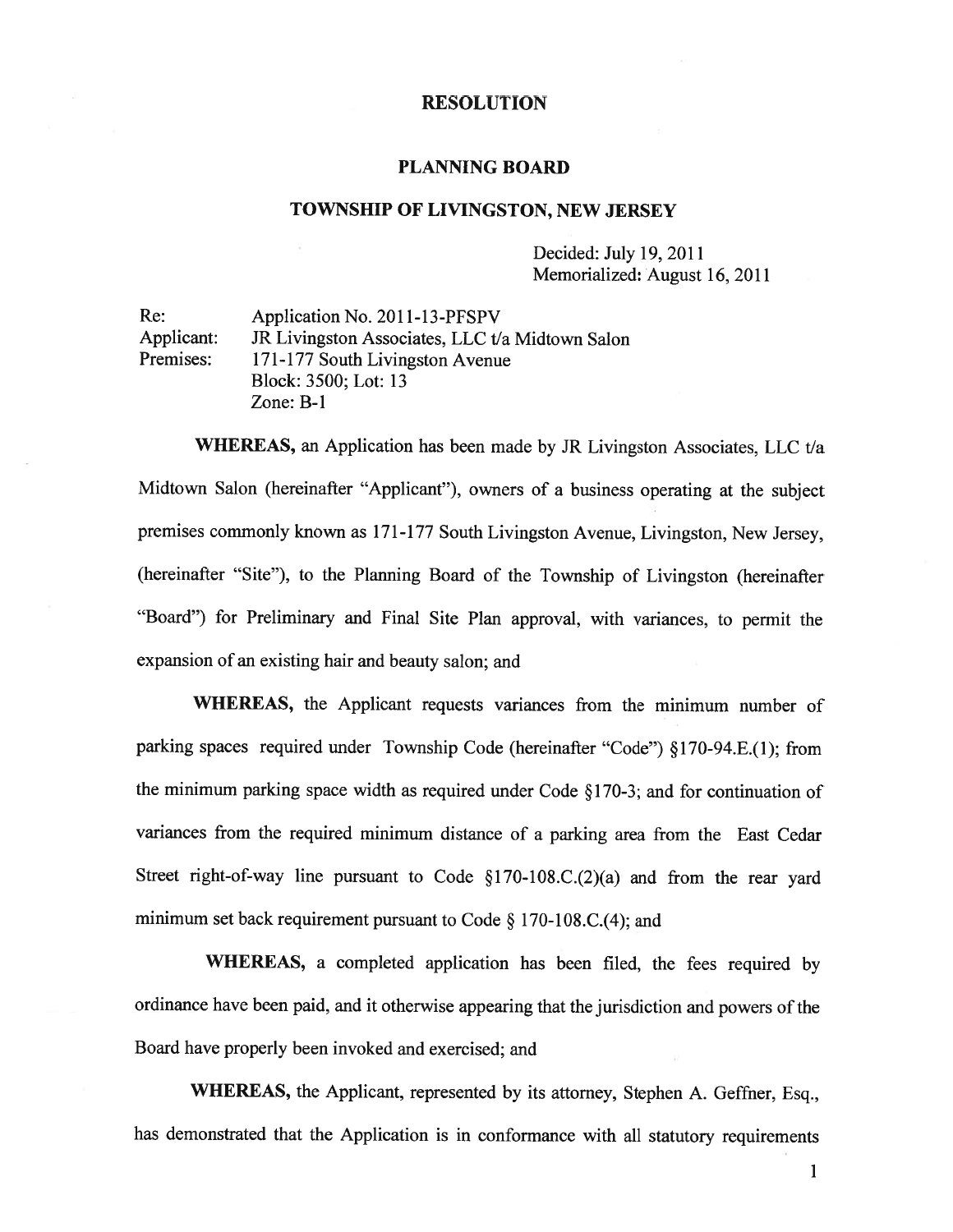# RESOLUTION

## PLANNING BOARD

## TOWNSHIP OF LIVINGSTON, NEW JERSEY

Decided: July 19, 2011
Memorialized: August 16, 2011

Re: Application No. 2011-13-PFSPV
Applicant: JR Livingston Associates, LLC t/a Midtown Salon
Premises: 171-177 South Livingston Avenue
Block: 3500; Lot: 13
Zone: B-1

**WHEREAS,** an Application has been made by JR Livingston Associates, LLC t/a Midtown Salon (hereinafter "Applicant"), owners of a business operating at the subject premises commonly known as 171-177 South Livingston Avenue, Livingston, New Jersey, (hereinafter "Site"), to the Planning Board of the Township of Livingston (hereinafter "Board") for Preliminary and Final Site Plan approval, with variances, to permit the expansion of an existing hair and beauty salon; and

**WHEREAS,** the Applicant requests variances from the minimum number of parking spaces required under Township Code (hereinafter "Code") §170-94.E.(1); from the minimum parking space width as required under Code §170-3; and for continuation of variances from the required minimum distance of a parking area from the East Cedar Street right-of-way line pursuant to Code §170-108.C.(2)(a) and from the rear yard minimum set back requirement pursuant to Code § 170-108.C.(4); and

**WHEREAS,** a completed application has been filed, the fees required by ordinance have been paid, and it otherwise appearing that the jurisdiction and powers of the Board have properly been invoked and exercised; and

**WHEREAS,** the Applicant, represented by its attorney, Stephen A. Geffner, Esq., has demonstrated that the Application is in conformance with all statutory requirements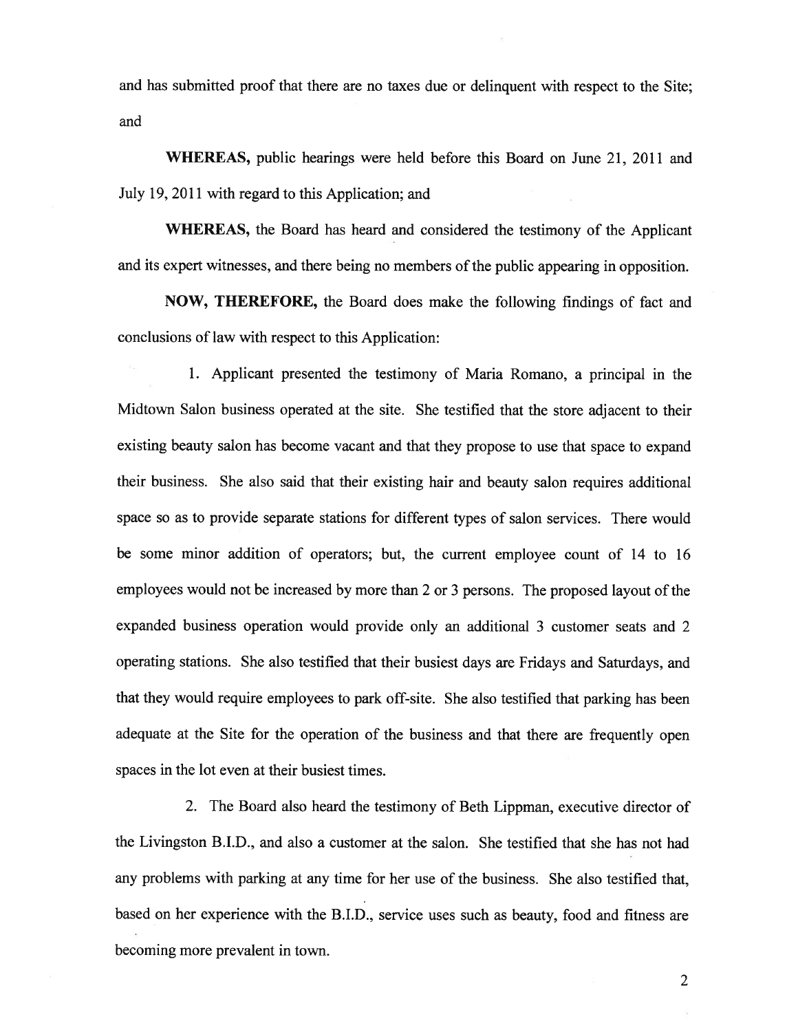and has submitted proof that there are no taxes due or delinquent with respect to the Site; and

**WHEREAS,** public hearings were held before this Board on June 21, 2011 and July 19, 2011 with regard to this Application; and

**WHEREAS,** the Board has heard and considered the testimony of the Applicant and its expert witnesses, and there being no members of the public appearing in opposition.

**NOW, THEREFORE,** the Board does make the following findings of fact and conclusions of law with respect to this Application:

1. Applicant presented the testimony of Maria Romano, a principal in the Midtown Salon business operated at the site. She testified that the store adjacent to their existing beauty salon has become vacant and that they propose to use that space to expand their business. She also said that their existing hair and beauty salon requires additional space so as to provide separate stations for different types of salon services. There would be some minor addition of operators; but, the current employee count of 14 to 16 employees would not be increased by more than 2 or 3 persons. The proposed layout of the expanded business operation would provide only an additional 3 customer seats and 2 operating stations. She also testified that their busiest days are Fridays and Saturdays, and that they would require employees to park off-site. She also testified that parking has been adequate at the Site for the operation of the business and that there are frequently open spaces in the lot even at their busiest times.

2. The Board also heard the testimony of Beth Lippman, executive director of the Livingston B.I.D., and also a customer at the salon. She testified that she has not had any problems with parking at any time for her use of the business. She also testified that, based on her experience with the B.I.D., service uses such as beauty, food and fitness are becoming more prevalent in town.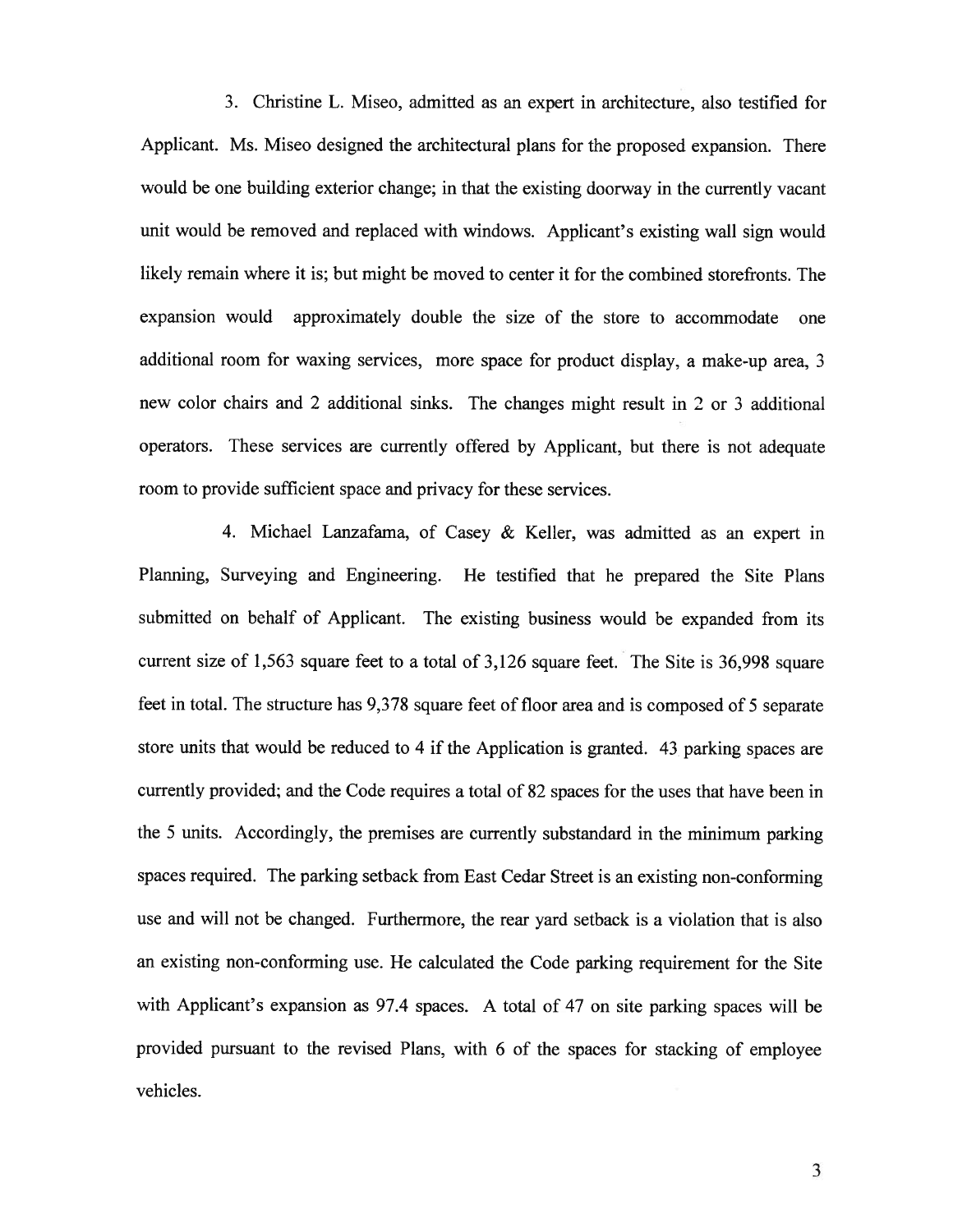3. Christine L. Miseo, admitted as an expert in architecture, also testified for Applicant. Ms. Miseo designed the architectural plans for the proposed expansion. There would be one building exterior change; in that the existing doorway in the currently vacant unit would be removed and replaced with windows. Applicant's existing wall sign would likely remain where it is; but might be moved to center it for the combined storefronts. The expansion would approximately double the size of the store to accommodate one additional room for waxing services, more space for product display, a make-up area, 3 new color chairs and 2 additional sinks. The changes might result in 2 or 3 additional operators. These services are currently offered by Applicant, but there is not adequate room to provide sufficient space and privacy for these services.

4. Michael Lanzafama, of Casey & Keller, was admitted as an expert in Planning, Surveying and Engineering. He testified that he prepared the Site Plans submitted on behalf of Applicant. The existing business would be expanded from its current size of 1,563 square feet to a total of 3,126 square feet. The Site is 36,998 square feet in total. The structure has 9,378 square feet of floor area and is composed of 5 separate store units that would be reduced to 4 if the Application is granted. 43 parking spaces are currently provided; and the Code requires a total of 82 spaces for the uses that have been in the 5 units. Accordingly, the premises are currently substandard in the minimum parking spaces required. The parking setback from East Cedar Street is an existing non-conforming use and will not be changed. Furthermore, the rear yard setback is a violation that is also an existing non-conforming use. He calculated the Code parking requirement for the Site with Applicant's expansion as 97.4 spaces. A total of 47 on site parking spaces will be provided pursuant to the revised Plans, with 6 of the spaces for stacking of employee vehicles.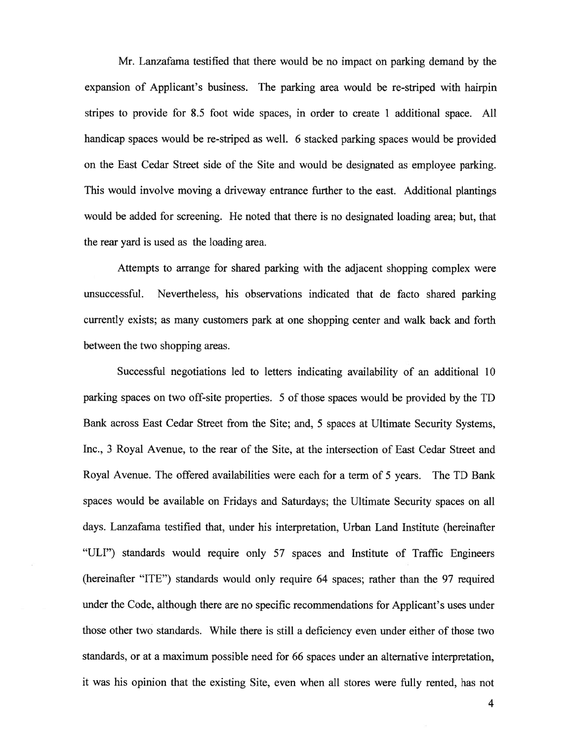Mr. Lanzafama testified that there would be no impact on parking demand by the expansion of Applicant's business. The parking area would be re-striped with hairpin stripes to provide for 8.5 foot wide spaces, in order to create 1 additional space. All handicap spaces would be re-striped as well. 6 stacked parking spaces would be provided on the East Cedar Street side of the Site and would be designated as employee parking. This would involve moving a driveway entrance further to the east. Additional plantings would be added for screening. He noted that there is no designated loading area; but, that the rear yard is used as the loading area.

Attempts to arrange for shared parking with the adjacent shopping complex were unsuccessful. Nevertheless, his observations indicated that de facto shared parking currently exists; as many customers park at one shopping center and walk back and forth between the two shopping areas.

Successful negotiations led to letters indicating availability of an additional 10 parking spaces on two off-site properties. 5 of those spaces would be provided by the TD Bank across East Cedar Street from the Site; and, 5 spaces at Ultimate Security Systems, Inc., 3 Royal Avenue, to the rear of the Site, at the intersection of East Cedar Street and Royal Avenue. The offered availabilities were each for a term of 5 years. The TD Bank spaces would be available on Fridays and Saturdays; the Ultimate Security spaces on all days. Lanzafama testified that, under his interpretation, Urban Land Institute (hereinafter "ULI") standards would require only 57 spaces and Institute of Traffic Engineers (hereinafter "ITE") standards would only require 64 spaces; rather than the 97 required under the Code, although there are no specific recommendations for Applicant's uses under those other two standards. While there is still a deficiency even under either of those two standards, or at a maximum possible need for 66 spaces under an alternative interpretation, it was his opinion that the existing Site, even when all stores were fully rented, has not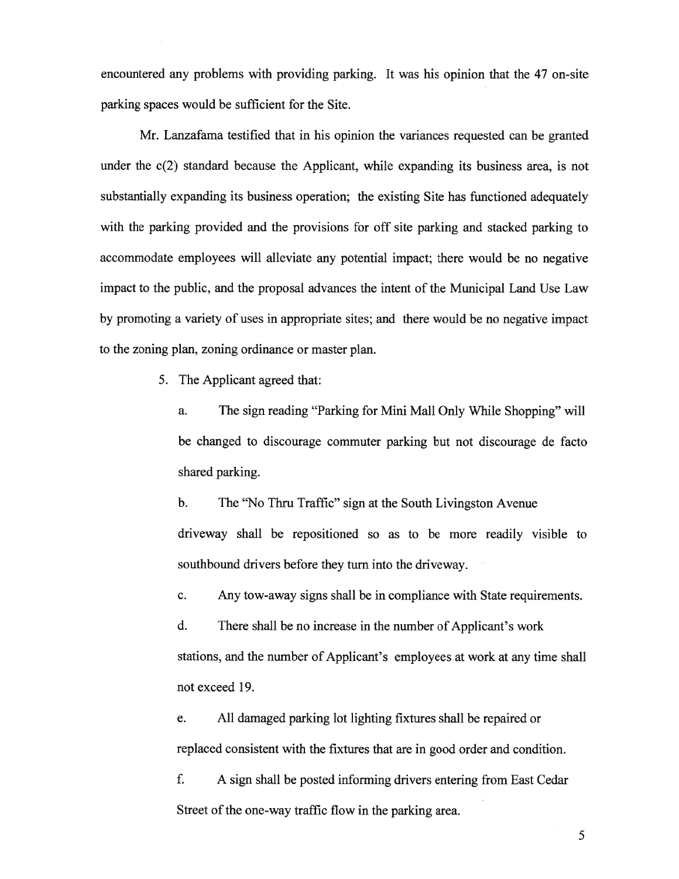encountered any problems with providing parking. It was his opinion that the 47 on-site parking spaces would be sufficient for the Site.

Mr. Lanzafama testified that in his opinion the variances requested can be granted under the c(2) standard because the Applicant, while expanding its business area, is not substantially expanding its business operation; the existing Site has functioned adequately with the parking provided and the provisions for off site parking and stacked parking to accommodate employees will alleviate any potential impact; there would be no negative impact to the public, and the proposal advances the intent of the Municipal Land Use Law by promoting a variety of uses in appropriate sites; and there would be no negative impact to the zoning plan, zoning ordinance or master plan.

5. The Applicant agreed that:

   a. The sign reading "Parking for Mini Mall Only While Shopping" will be changed to discourage commuter parking but not discourage de facto shared parking.

   b. The "No Thru Traffic" sign at the South Livingston Avenue driveway shall be repositioned so as to be more readily visible to southbound drivers before they turn into the driveway.

   c. Any tow-away signs shall be in compliance with State requirements.

   d. There shall be no increase in the number of Applicant's work stations, and the number of Applicant's employees at work at any time shall not exceed 19.

   e. All damaged parking lot lighting fixtures shall be repaired or replaced consistent with the fixtures that are in good order and condition.

   f. A sign shall be posted informing drivers entering from East Cedar Street of the one-way traffic flow in the parking area.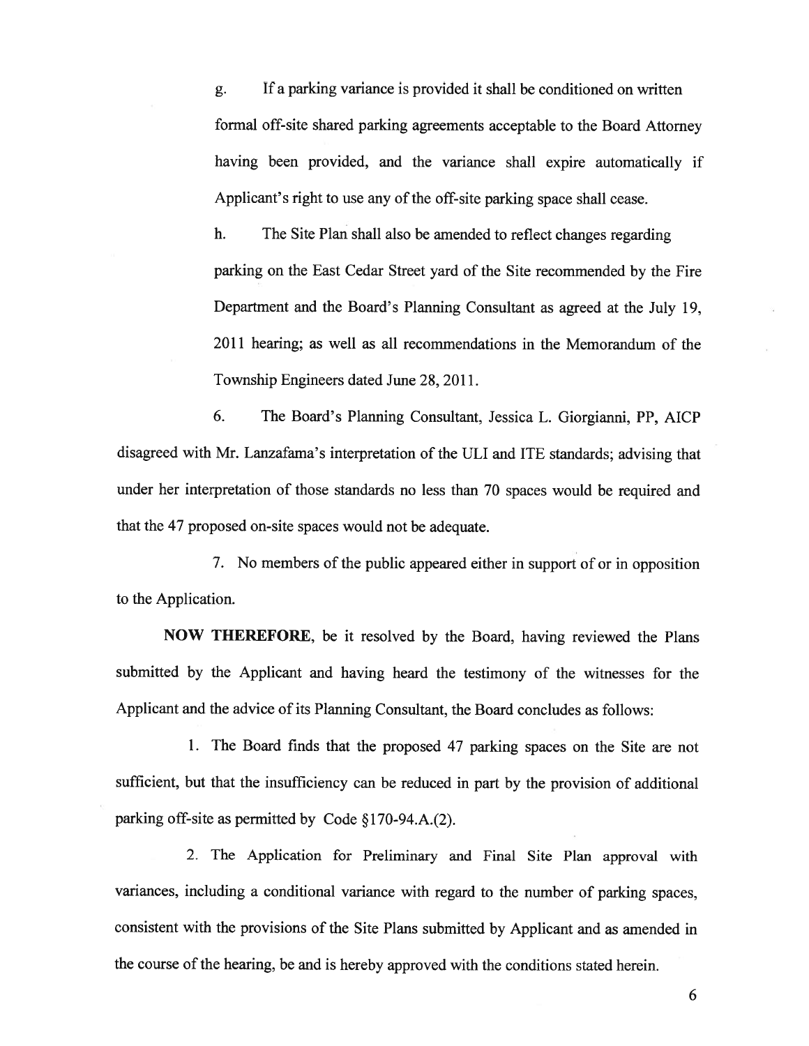g. If a parking variance is provided it shall be conditioned on written formal off-site shared parking agreements acceptable to the Board Attorney having been provided, and the variance shall expire automatically if Applicant's right to use any of the off-site parking space shall cease.

h. The Site Plan shall also be amended to reflect changes regarding parking on the East Cedar Street yard of the Site recommended by the Fire Department and the Board's Planning Consultant as agreed at the July 19, 2011 hearing; as well as all recommendations in the Memorandum of the Township Engineers dated June 28, 2011.

6. The Board's Planning Consultant, Jessica L. Giorgianni, PP, AICP disagreed with Mr. Lanzafama's interpretation of the ULI and ITE standards; advising that under her interpretation of those standards no less than 70 spaces would be required and that the 47 proposed on-site spaces would not be adequate.

7. No members of the public appeared either in support of or in opposition to the Application.

**NOW THEREFORE**, be it resolved by the Board, having reviewed the Plans submitted by the Applicant and having heard the testimony of the witnesses for the Applicant and the advice of its Planning Consultant, the Board concludes as follows:

1. The Board finds that the proposed 47 parking spaces on the Site are not sufficient, but that the insufficiency can be reduced in part by the provision of additional parking off-site as permitted by Code §170-94.A.(2).

2. The Application for Preliminary and Final Site Plan approval with variances, including a conditional variance with regard to the number of parking spaces, consistent with the provisions of the Site Plans submitted by Applicant and as amended in the course of the hearing, be and is hereby approved with the conditions stated herein.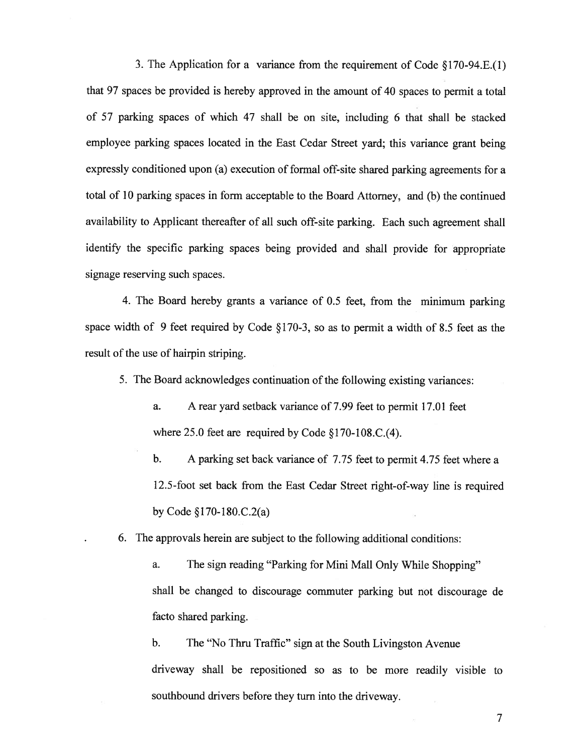3. The Application for a variance from the requirement of Code §170-94.E.(1) that 97 spaces be provided is hereby approved in the amount of 40 spaces to permit a total of 57 parking spaces of which 47 shall be on site, including 6 that shall be stacked employee parking spaces located in the East Cedar Street yard; this variance grant being expressly conditioned upon (a) execution of formal off-site shared parking agreements for a total of 10 parking spaces in form acceptable to the Board Attorney, and (b) the continued availability to Applicant thereafter of all such off-site parking. Each such agreement shall identify the specific parking spaces being provided and shall provide for appropriate signage reserving such spaces.

4. The Board hereby grants a variance of 0.5 feet, from the minimum parking space width of 9 feet required by Code §170-3, so as to permit a width of 8.5 feet as the result of the use of hairpin striping.

5. The Board acknowledges continuation of the following existing variances:

a. A rear yard setback variance of 7.99 feet to permit 17.01 feet where 25.0 feet are required by Code §170-108.C.(4).

b. A parking set back variance of 7.75 feet to permit 4.75 feet where a 12.5-foot set back from the East Cedar Street right-of-way line is required by Code §170-180.C.2(a)

6. The approvals herein are subject to the following additional conditions:

a. The sign reading "Parking for Mini Mall Only While Shopping" shall be changed to discourage commuter parking but not discourage de facto shared parking.

b. The "No Thru Traffic" sign at the South Livingston Avenue driveway shall be repositioned so as to be more readily visible to southbound drivers before they turn into the driveway.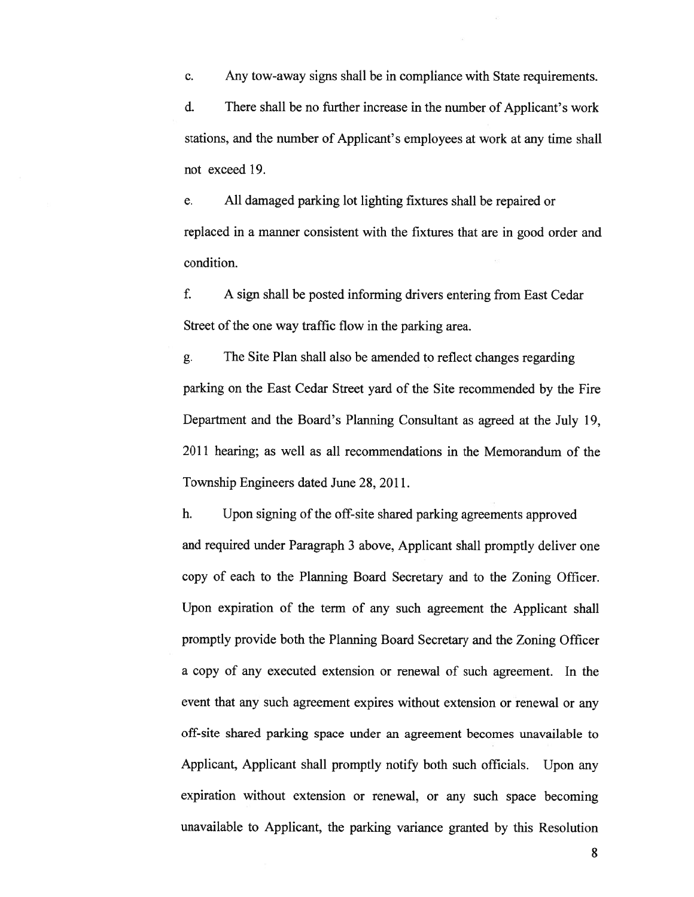c. Any tow-away signs shall be in compliance with State requirements.

d. There shall be no further increase in the number of Applicant's work stations, and the number of Applicant's employees at work at any time shall not exceed 19.

e. All damaged parking lot lighting fixtures shall be repaired or replaced in a manner consistent with the fixtures that are in good order and condition.

f. A sign shall be posted informing drivers entering from East Cedar Street of the one way traffic flow in the parking area.

g. The Site Plan shall also be amended to reflect changes regarding parking on the East Cedar Street yard of the Site recommended by the Fire Department and the Board's Planning Consultant as agreed at the July 19, 2011 hearing; as well as all recommendations in the Memorandum of the Township Engineers dated June 28, 2011.

h. Upon signing of the off-site shared parking agreements approved and required under Paragraph 3 above, Applicant shall promptly deliver one copy of each to the Planning Board Secretary and to the Zoning Officer. Upon expiration of the term of any such agreement the Applicant shall promptly provide both the Planning Board Secretary and the Zoning Officer a copy of any executed extension or renewal of such agreement. In the event that any such agreement expires without extension or renewal or any off-site shared parking space under an agreement becomes unavailable to Applicant, Applicant shall promptly notify both such officials. Upon any expiration without extension or renewal, or any such space becoming unavailable to Applicant, the parking variance granted by this Resolution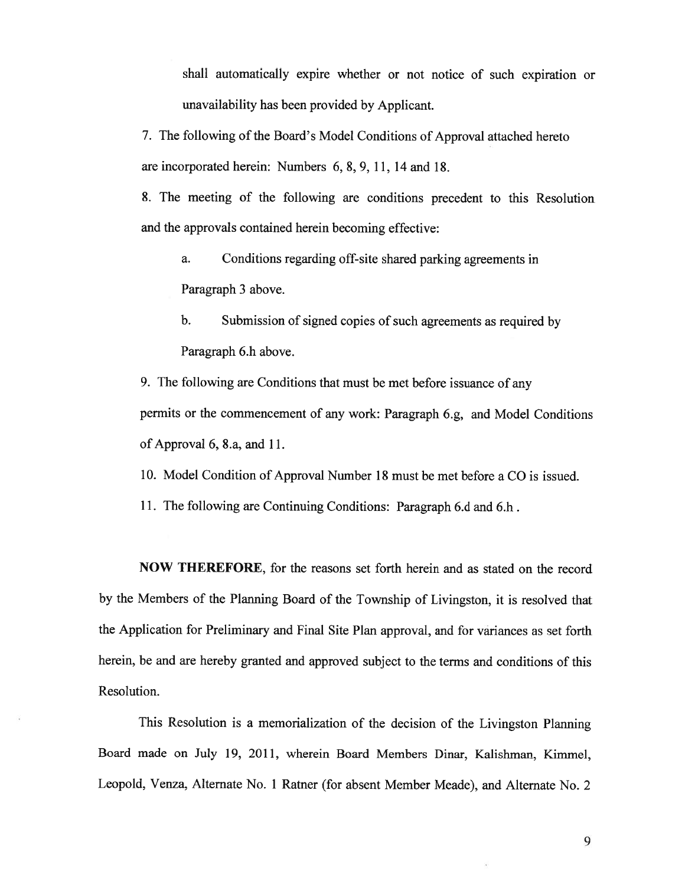shall automatically expire whether or not notice of such expiration or unavailability has been provided by Applicant.

7. The following of the Board's Model Conditions of Approval attached hereto are incorporated herein: Numbers 6, 8, 9, 11, 14 and 18.

8. The meeting of the following are conditions precedent to this Resolution and the approvals contained herein becoming effective:

   a. Conditions regarding off-site shared parking agreements in Paragraph 3 above.

   b. Submission of signed copies of such agreements as required by Paragraph 6.h above.

9. The following are Conditions that must be met before issuance of any permits or the commencement of any work: Paragraph 6.g, and Model Conditions of Approval 6, 8.a, and 11.

10. Model Condition of Approval Number 18 must be met before a CO is issued.

11. The following are Continuing Conditions: Paragraph 6.d and 6.h .

**NOW THEREFORE**, for the reasons set forth herein and as stated on the record by the Members of the Planning Board of the Township of Livingston, it is resolved that the Application for Preliminary and Final Site Plan approval, and for variances as set forth herein, be and are hereby granted and approved subject to the terms and conditions of this Resolution.

This Resolution is a memorialization of the decision of the Livingston Planning Board made on July 19, 2011, wherein Board Members Dinar, Kalishman, Kimmel, Leopold, Venza, Alternate No. 1 Ratner (for absent Member Meade), and Alternate No. 2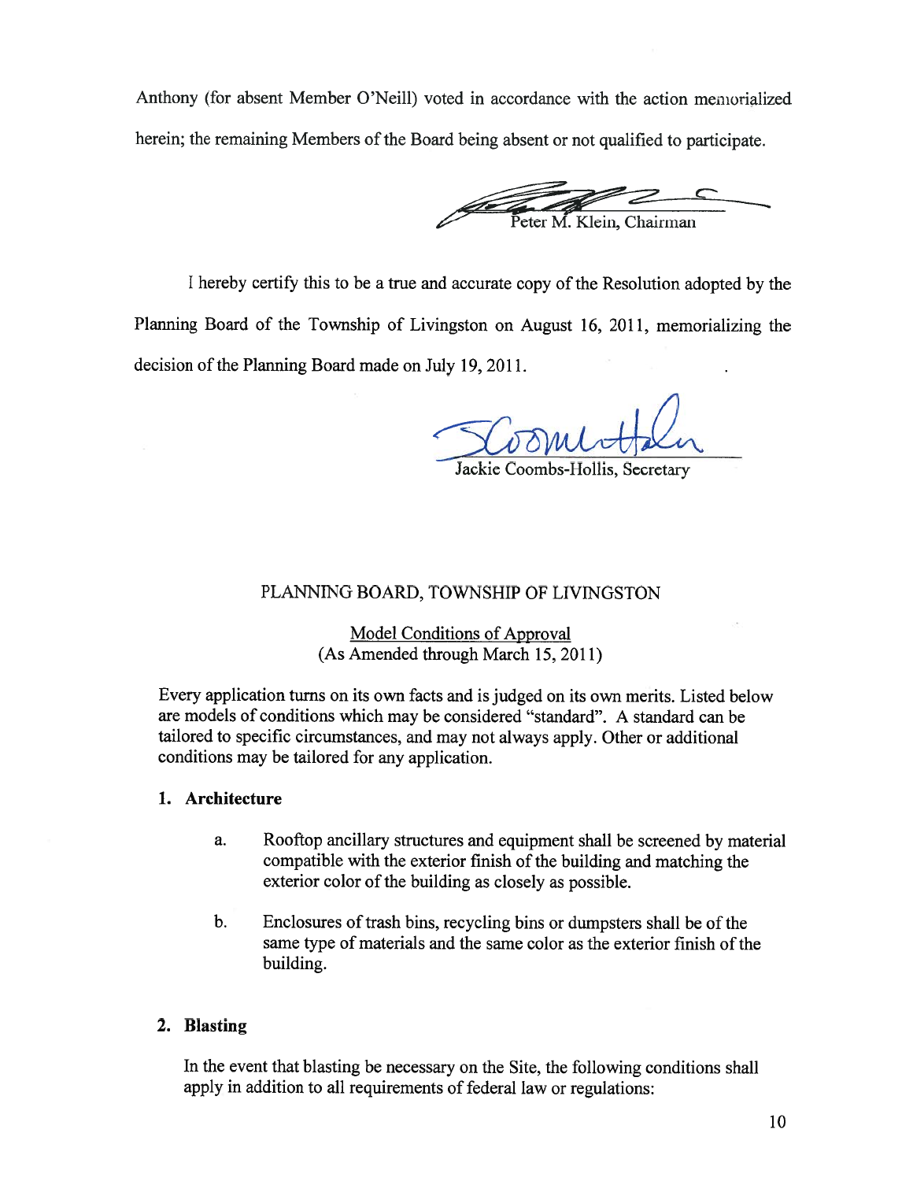Anthony (for absent Member O'Neill) voted in accordance with the action memorialized herein; the remaining Members of the Board being absent or not qualified to participate.

Peter M. Klein, Chairman

I hereby certify this to be a true and accurate copy of the Resolution adopted by the Planning Board of the Township of Livingston on August 16, 2011, memorializing the decision of the Planning Board made on July 19, 2011.

Jackie Coombs-Hollis, Secretary

PLANNING BOARD, TOWNSHIP OF LIVINGSTON

Model Conditions of Approval
(As Amended through March 15, 2011)

Every application turns on its own facts and is judged on its own merits. Listed below are models of conditions which may be considered "standard". A standard can be tailored to specific circumstances, and may not always apply. Other or additional conditions may be tailored for any application.

**1. Architecture**

a. Rooftop ancillary structures and equipment shall be screened by material compatible with the exterior finish of the building and matching the exterior color of the building as closely as possible.

b. Enclosures of trash bins, recycling bins or dumpsters shall be of the same type of materials and the same color as the exterior finish of the building.

**2. Blasting**

In the event that blasting be necessary on the Site, the following conditions shall apply in addition to all requirements of federal law or regulations: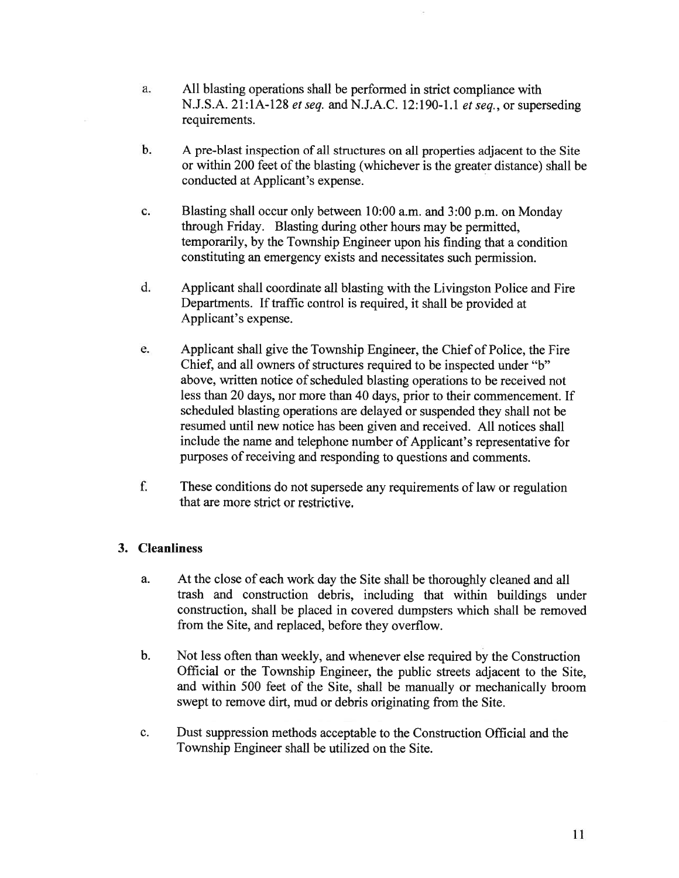a. All blasting operations shall be performed in strict compliance with N.J.S.A. 21:1A-128 *et seq.* and N.J.A.C. 12:190-1.1 *et seq.*, or superseding requirements.

b. A pre-blast inspection of all structures on all properties adjacent to the Site or within 200 feet of the blasting (whichever is the greater distance) shall be conducted at Applicant's expense.

c. Blasting shall occur only between 10:00 a.m. and 3:00 p.m. on Monday through Friday. Blasting during other hours may be permitted, temporarily, by the Township Engineer upon his finding that a condition constituting an emergency exists and necessitates such permission.

d. Applicant shall coordinate all blasting with the Livingston Police and Fire Departments. If traffic control is required, it shall be provided at Applicant's expense.

e. Applicant shall give the Township Engineer, the Chief of Police, the Fire Chief, and all owners of structures required to be inspected under "b" above, written notice of scheduled blasting operations to be received not less than 20 days, nor more than 40 days, prior to their commencement. If scheduled blasting operations are delayed or suspended they shall not be resumed until new notice has been given and received. All notices shall include the name and telephone number of Applicant's representative for purposes of receiving and responding to questions and comments.

f. These conditions do not supersede any requirements of law or regulation that are more strict or restrictive.

### 3. Cleanliness

a. At the close of each work day the Site shall be thoroughly cleaned and all trash and construction debris, including that within buildings under construction, shall be placed in covered dumpsters which shall be removed from the Site, and replaced, before they overflow.

b. Not less often than weekly, and whenever else required by the Construction Official or the Township Engineer, the public streets adjacent to the Site, and within 500 feet of the Site, shall be manually or mechanically broom swept to remove dirt, mud or debris originating from the Site.

c. Dust suppression methods acceptable to the Construction Official and the Township Engineer shall be utilized on the Site.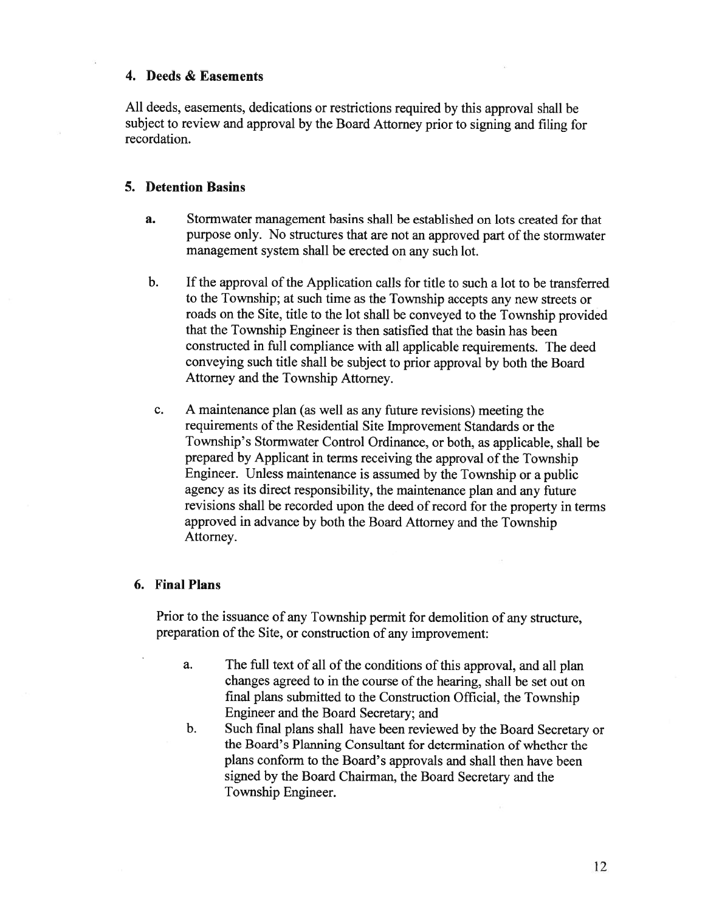### 4. Deeds & Easements

All deeds, easements, dedications or restrictions required by this approval shall be subject to review and approval by the Board Attorney prior to signing and filing for recordation.

### 5. Detention Basins

**a.** Stormwater management basins shall be established on lots created for that purpose only. No structures that are not an approved part of the stormwater management system shall be erected on any such lot.

b. If the approval of the Application calls for title to such a lot to be transferred to the Township; at such time as the Township accepts any new streets or roads on the Site, title to the lot shall be conveyed to the Township provided that the Township Engineer is then satisfied that the basin has been constructed in full compliance with all applicable requirements. The deed conveying such title shall be subject to prior approval by both the Board Attorney and the Township Attorney.

c. A maintenance plan (as well as any future revisions) meeting the requirements of the Residential Site Improvement Standards or the Township's Stormwater Control Ordinance, or both, as applicable, shall be prepared by Applicant in terms receiving the approval of the Township Engineer. Unless maintenance is assumed by the Township or a public agency as its direct responsibility, the maintenance plan and any future revisions shall be recorded upon the deed of record for the property in terms approved in advance by both the Board Attorney and the Township Attorney.

### 6. Final Plans

Prior to the issuance of any Township permit for demolition of any structure, preparation of the Site, or construction of any improvement:

a. The full text of all of the conditions of this approval, and all plan changes agreed to in the course of the hearing, shall be set out on final plans submitted to the Construction Official, the Township Engineer and the Board Secretary; and

b. Such final plans shall have been reviewed by the Board Secretary or the Board's Planning Consultant for determination of whether the plans conform to the Board's approvals and shall then have been signed by the Board Chairman, the Board Secretary and the Township Engineer.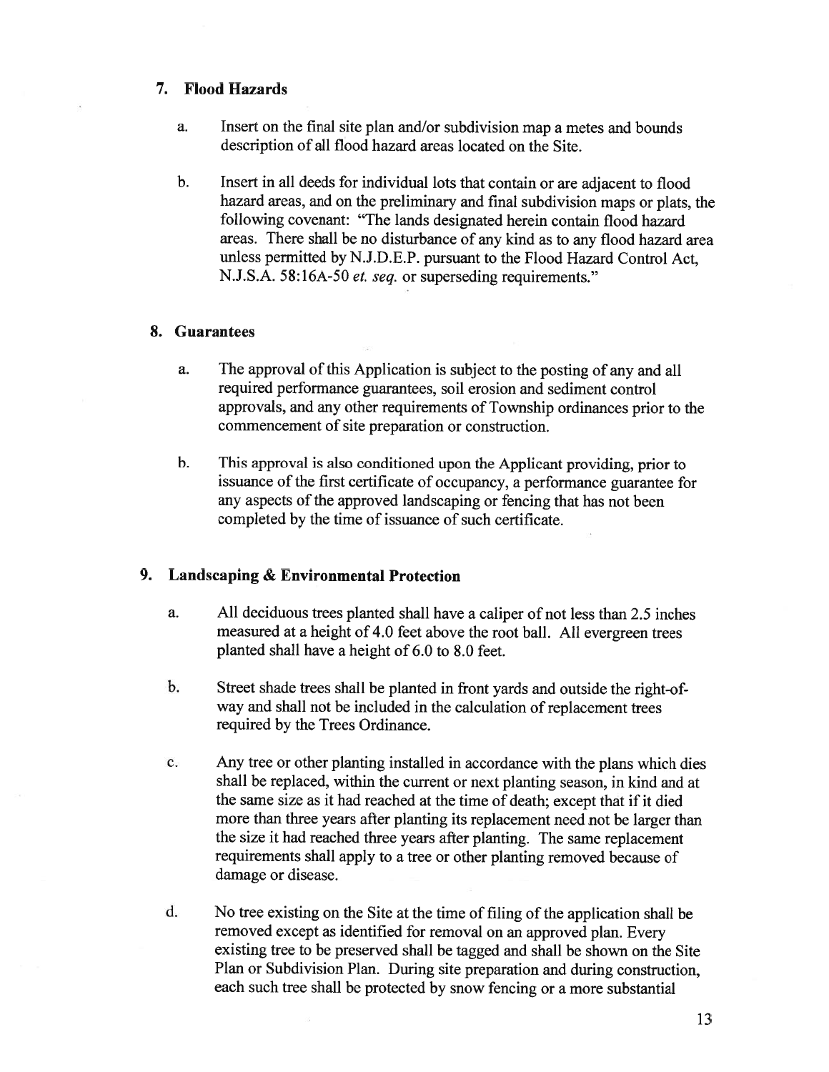## 7. Flood Hazards

a. Insert on the final site plan and/or subdivision map a metes and bounds description of all flood hazard areas located on the Site.

b. Insert in all deeds for individual lots that contain or are adjacent to flood hazard areas, and on the preliminary and final subdivision maps or plats, the following covenant: "The lands designated herein contain flood hazard areas. There shall be no disturbance of any kind as to any flood hazard area unless permitted by N.J.D.E.P. pursuant to the Flood Hazard Control Act, N.J.S.A. 58:16A-50 *et. seq.* or superseding requirements."

## 8. Guarantees

a. The approval of this Application is subject to the posting of any and all required performance guarantees, soil erosion and sediment control approvals, and any other requirements of Township ordinances prior to the commencement of site preparation or construction.

b. This approval is also conditioned upon the Applicant providing, prior to issuance of the first certificate of occupancy, a performance guarantee for any aspects of the approved landscaping or fencing that has not been completed by the time of issuance of such certificate.

## 9. Landscaping & Environmental Protection

a. All deciduous trees planted shall have a caliper of not less than 2.5 inches measured at a height of 4.0 feet above the root ball. All evergreen trees planted shall have a height of 6.0 to 8.0 feet.

b. Street shade trees shall be planted in front yards and outside the right-of-way and shall not be included in the calculation of replacement trees required by the Trees Ordinance.

c. Any tree or other planting installed in accordance with the plans which dies shall be replaced, within the current or next planting season, in kind and at the same size as it had reached at the time of death; except that if it died more than three years after planting its replacement need not be larger than the size it had reached three years after planting. The same replacement requirements shall apply to a tree or other planting removed because of damage or disease.

d. No tree existing on the Site at the time of filing of the application shall be removed except as identified for removal on an approved plan. Every existing tree to be preserved shall be tagged and shall be shown on the Site Plan or Subdivision Plan. During site preparation and during construction, each such tree shall be protected by snow fencing or a more substantial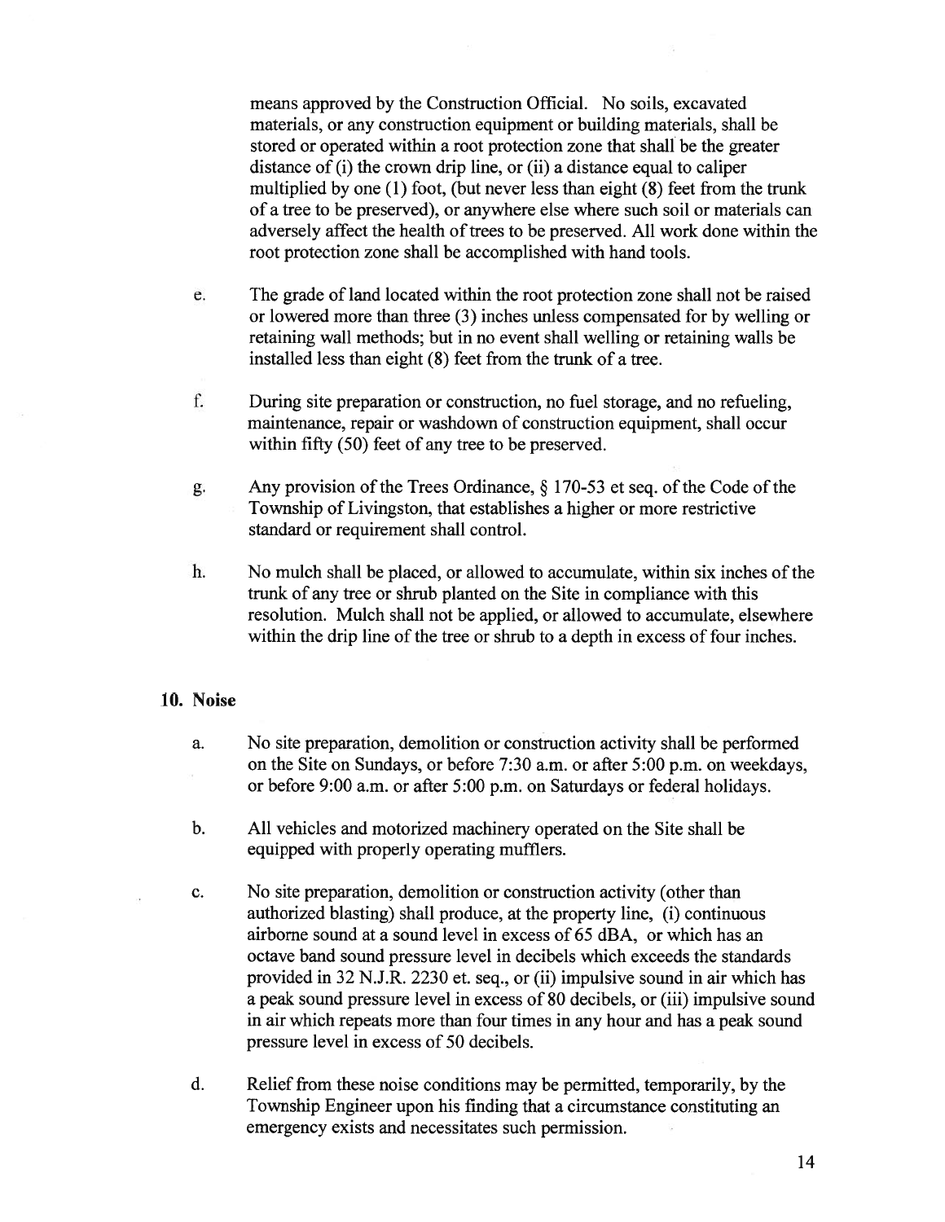means approved by the Construction Official. No soils, excavated materials, or any construction equipment or building materials, shall be stored or operated within a root protection zone that shall be the greater distance of (i) the crown drip line, or (ii) a distance equal to caliper multiplied by one (1) foot, (but never less than eight (8) feet from the trunk of a tree to be preserved), or anywhere else where such soil or materials can adversely affect the health of trees to be preserved. All work done within the root protection zone shall be accomplished with hand tools.

e. The grade of land located within the root protection zone shall not be raised or lowered more than three (3) inches unless compensated for by welling or retaining wall methods; but in no event shall welling or retaining walls be installed less than eight (8) feet from the trunk of a tree.

f. During site preparation or construction, no fuel storage, and no refueling, maintenance, repair or washdown of construction equipment, shall occur within fifty (50) feet of any tree to be preserved.

g. Any provision of the Trees Ordinance, § 170-53 et seq. of the Code of the Township of Livingston, that establishes a higher or more restrictive standard or requirement shall control.

h. No mulch shall be placed, or allowed to accumulate, within six inches of the trunk of any tree or shrub planted on the Site in compliance with this resolution. Mulch shall not be applied, or allowed to accumulate, elsewhere within the drip line of the tree or shrub to a depth in excess of four inches.

**10. Noise**

a. No site preparation, demolition or construction activity shall be performed on the Site on Sundays, or before 7:30 a.m. or after 5:00 p.m. on weekdays, or before 9:00 a.m. or after 5:00 p.m. on Saturdays or federal holidays.

b. All vehicles and motorized machinery operated on the Site shall be equipped with properly operating mufflers.

c. No site preparation, demolition or construction activity (other than authorized blasting) shall produce, at the property line, (i) continuous airborne sound at a sound level in excess of 65 dBA, or which has an octave band sound pressure level in decibels which exceeds the standards provided in 32 N.J.R. 2230 et. seq., or (ii) impulsive sound in air which has a peak sound pressure level in excess of 80 decibels, or (iii) impulsive sound in air which repeats more than four times in any hour and has a peak sound pressure level in excess of 50 decibels.

d. Relief from these noise conditions may be permitted, temporarily, by the Township Engineer upon his finding that a circumstance constituting an emergency exists and necessitates such permission.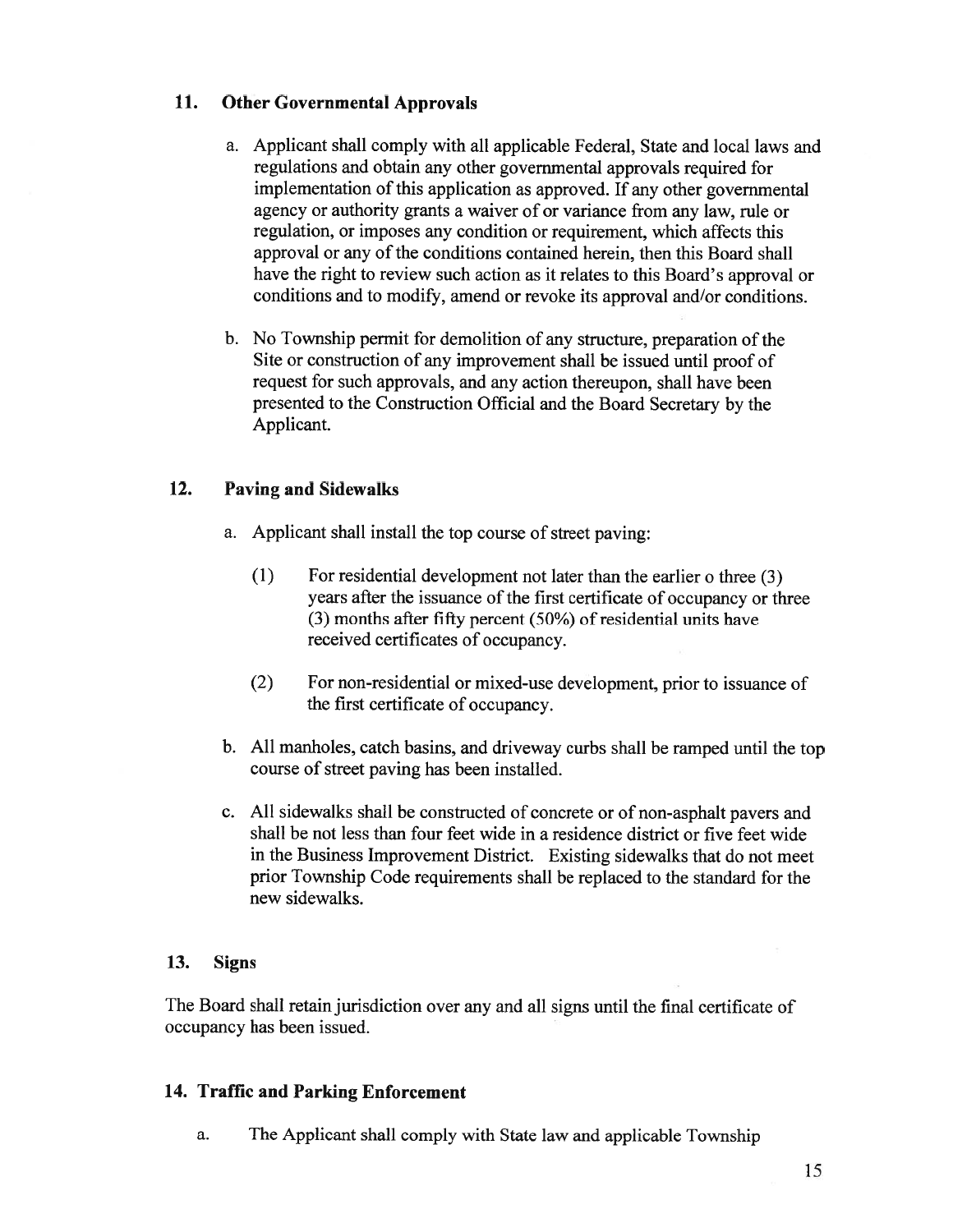## 11. Other Governmental Approvals

a. Applicant shall comply with all applicable Federal, State and local laws and regulations and obtain any other governmental approvals required for implementation of this application as approved. If any other governmental agency or authority grants a waiver of or variance from any law, rule or regulation, or imposes any condition or requirement, which affects this approval or any of the conditions contained herein, then this Board shall have the right to review such action as it relates to this Board's approval or conditions and to modify, amend or revoke its approval and/or conditions.

b. No Township permit for demolition of any structure, preparation of the Site or construction of any improvement shall be issued until proof of request for such approvals, and any action thereupon, shall have been presented to the Construction Official and the Board Secretary by the Applicant.

## 12. Paving and Sidewalks

a. Applicant shall install the top course of street paving:

(1) For residential development not later than the earlier o three (3) years after the issuance of the first certificate of occupancy or three (3) months after fifty percent (50%) of residential units have received certificates of occupancy.

(2) For non-residential or mixed-use development, prior to issuance of the first certificate of occupancy.

b. All manholes, catch basins, and driveway curbs shall be ramped until the top course of street paving has been installed.

c. All sidewalks shall be constructed of concrete or of non-asphalt pavers and shall be not less than four feet wide in a residence district or five feet wide in the Business Improvement District. Existing sidewalks that do not meet prior Township Code requirements shall be replaced to the standard for the new sidewalks.

## 13. Signs

The Board shall retain jurisdiction over any and all signs until the final certificate of occupancy has been issued.

## 14. Traffic and Parking Enforcement

a. The Applicant shall comply with State law and applicable Township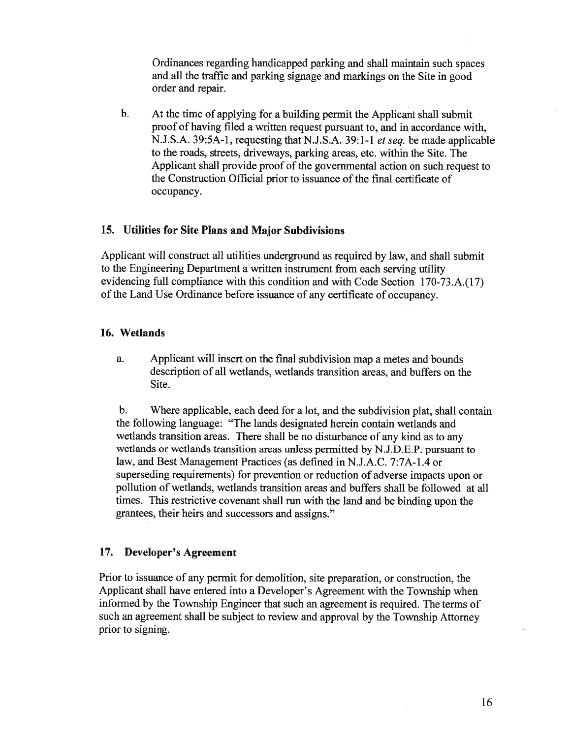Ordinances regarding handicapped parking and shall maintain such spaces and all the traffic and parking signage and markings on the Site in good order and repair.

b. At the time of applying for a building permit the Applicant shall submit proof of having filed a written request pursuant to, and in accordance with, N.J.S.A. 39:5A-1, requesting that N.J.S.A. 39:1-1 *et seq.* be made applicable to the roads, streets, driveways, parking areas, etc. within the Site. The Applicant shall provide proof of the governmental action on such request to the Construction Official prior to issuance of the final certificate of occupancy.

### 15. Utilities for Site Plans and Major Subdivisions

Applicant will construct all utilities underground as required by law, and shall submit to the Engineering Department a written instrument from each serving utility evidencing full compliance with this condition and with Code Section 170-73.A.(17) of the Land Use Ordinance before issuance of any certificate of occupancy.

### 16. Wetlands

a. Applicant will insert on the final subdivision map a metes and bounds description of all wetlands, wetlands transition areas, and buffers on the Site.

b. Where applicable, each deed for a lot, and the subdivision plat, shall contain the following language: "The lands designated herein contain wetlands and wetlands transition areas. There shall be no disturbance of any kind as to any wetlands or wetlands transition areas unless permitted by N.J.D.E.P. pursuant to law, and Best Management Practices (as defined in N.J.A.C. 7:7A-1.4 or superseding requirements) for prevention or reduction of adverse impacts upon or pollution of wetlands, wetlands transition areas and buffers shall be followed at all times. This restrictive covenant shall run with the land and be binding upon the grantees, their heirs and successors and assigns."

### 17. Developer's Agreement

Prior to issuance of any permit for demolition, site preparation, or construction, the Applicant shall have entered into a Developer's Agreement with the Township when informed by the Township Engineer that such an agreement is required. The terms of such an agreement shall be subject to review and approval by the Township Attorney prior to signing.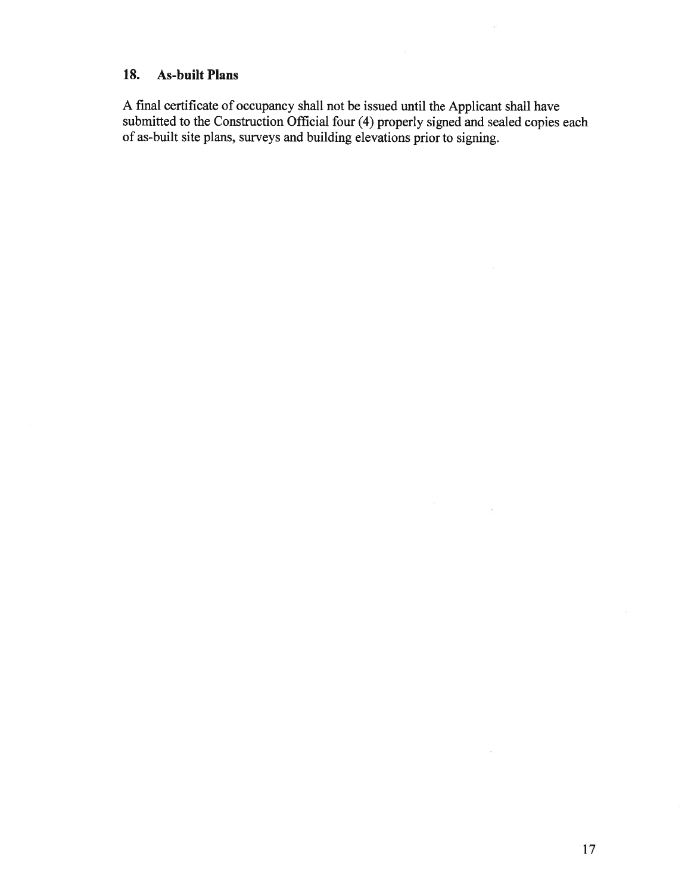## 18. As-built Plans

A final certificate of occupancy shall not be issued until the Applicant shall have submitted to the Construction Official four (4) properly signed and sealed copies each of as-built site plans, surveys and building elevations prior to signing.